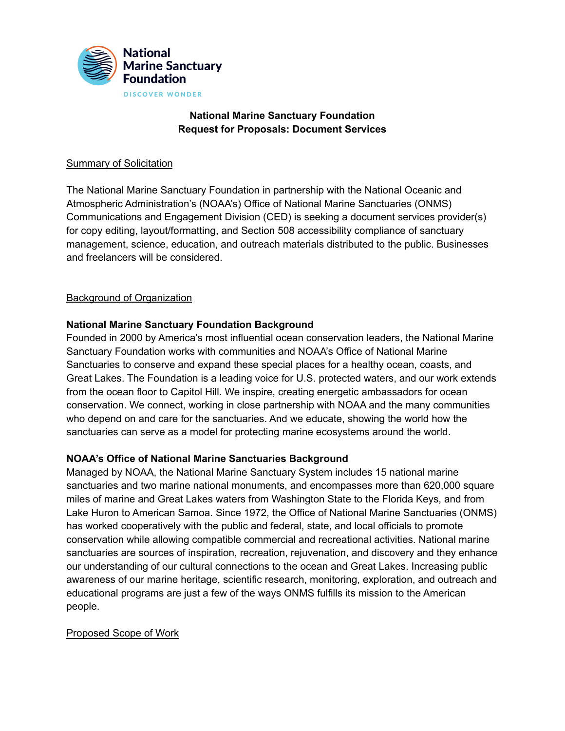National Marine Sanctuary Foundation

DISCOVER WONDER

**National Marine Sanctuary Foundation**
**Request for Proposals: Document Services**

## Summary of Solicitation

The National Marine Sanctuary Foundation in partnership with the National Oceanic and Atmospheric Administration's (NOAA's) Office of National Marine Sanctuaries (ONMS) Communications and Engagement Division (CED) is seeking a document services provider(s) for copy editing, layout/formatting, and Section 508 accessibility compliance of sanctuary management, science, education, and outreach materials distributed to the public. Businesses and freelancers will be considered.

## Background of Organization

### National Marine Sanctuary Foundation Background

Founded in 2000 by America's most influential ocean conservation leaders, the National Marine Sanctuary Foundation works with communities and NOAA's Office of National Marine Sanctuaries to conserve and expand these special places for a healthy ocean, coasts, and Great Lakes. The Foundation is a leading voice for U.S. protected waters, and our work extends from the ocean floor to Capitol Hill. We inspire, creating energetic ambassadors for ocean conservation. We connect, working in close partnership with NOAA and the many communities who depend on and care for the sanctuaries. And we educate, showing the world how the sanctuaries can serve as a model for protecting marine ecosystems around the world.

### NOAA's Office of National Marine Sanctuaries Background

Managed by NOAA, the National Marine Sanctuary System includes 15 national marine sanctuaries and two marine national monuments, and encompasses more than 620,000 square miles of marine and Great Lakes waters from Washington State to the Florida Keys, and from Lake Huron to American Samoa. Since 1972, the Office of National Marine Sanctuaries (ONMS) has worked cooperatively with the public and federal, state, and local officials to promote conservation while allowing compatible commercial and recreational activities. National marine sanctuaries are sources of inspiration, recreation, rejuvenation, and discovery and they enhance our understanding of our cultural connections to the ocean and Great Lakes. Increasing public awareness of our marine heritage, scientific research, monitoring, exploration, and outreach and educational programs are just a few of the ways ONMS fulfills its mission to the American people.

## Proposed Scope of Work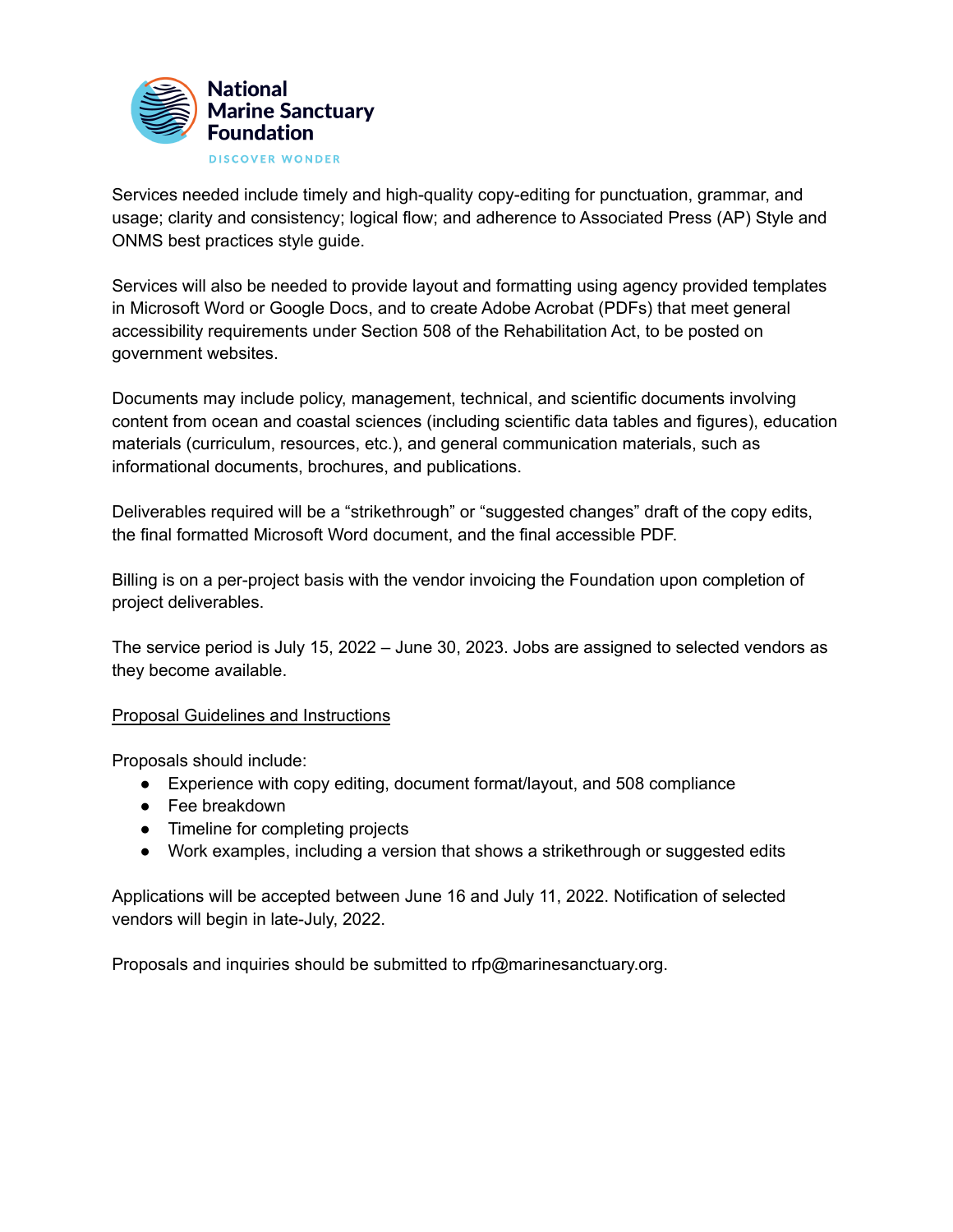National Marine Sanctuary Foundation

DISCOVER WONDER

Services needed include timely and high-quality copy-editing for punctuation, grammar, and usage; clarity and consistency; logical flow; and adherence to Associated Press (AP) Style and ONMS best practices style guide.

Services will also be needed to provide layout and formatting using agency provided templates in Microsoft Word or Google Docs, and to create Adobe Acrobat (PDFs) that meet general accessibility requirements under Section 508 of the Rehabilitation Act, to be posted on government websites.

Documents may include policy, management, technical, and scientific documents involving content from ocean and coastal sciences (including scientific data tables and figures), education materials (curriculum, resources, etc.), and general communication materials, such as informational documents, brochures, and publications.

Deliverables required will be a "strikethrough" or "suggested changes" draft of the copy edits, the final formatted Microsoft Word document, and the final accessible PDF.

Billing is on a per-project basis with the vendor invoicing the Foundation upon completion of project deliverables.

The service period is July 15, 2022 – June 30, 2023. Jobs are assigned to selected vendors as they become available.

<u>Proposal Guidelines and Instructions</u>

Proposals should include:

- Experience with copy editing, document format/layout, and 508 compliance
- Fee breakdown
- Timeline for completing projects
- Work examples, including a version that shows a strikethrough or suggested edits

Applications will be accepted between June 16 and July 11, 2022. Notification of selected vendors will begin in late-July, 2022.

Proposals and inquiries should be submitted to rfp@marinesanctuary.org.